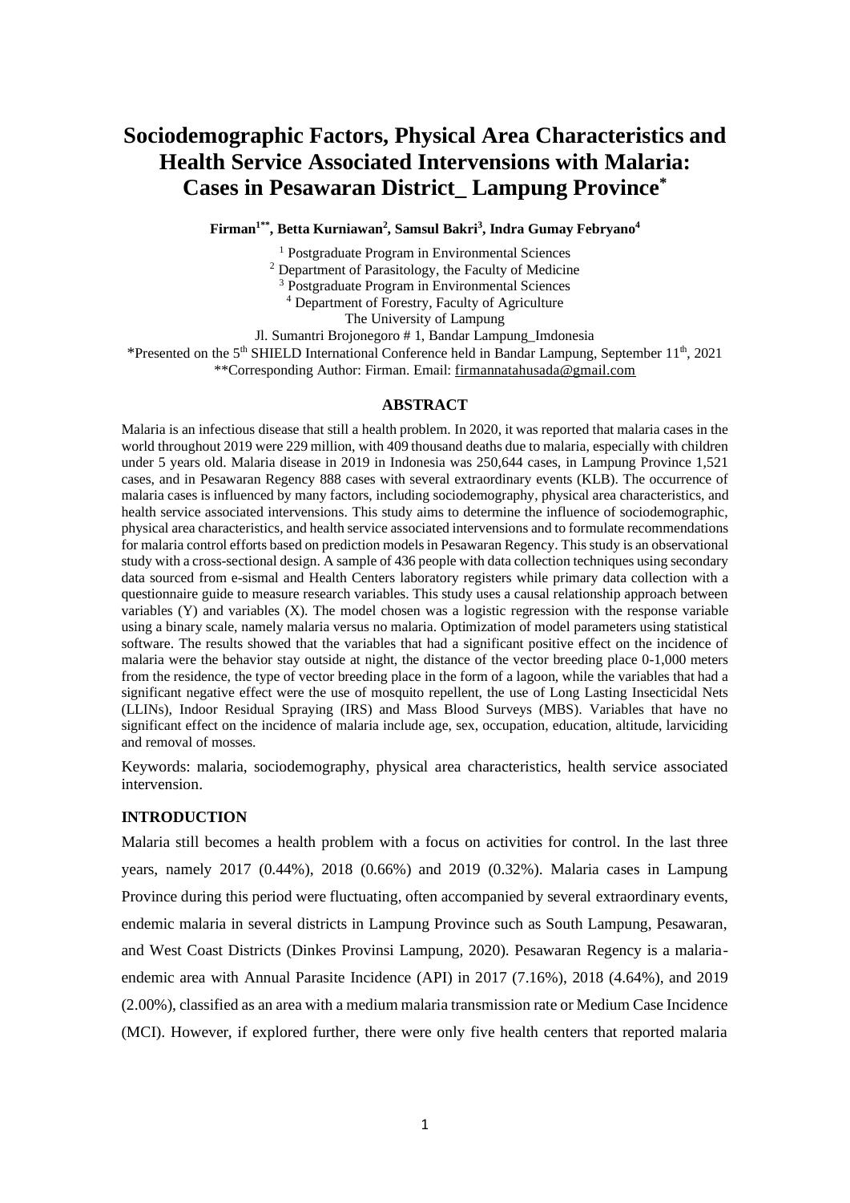# Sociodemographic Factors, Physical Area Characteristics and Health Service Associated Intervensions with Malaria: Cases in Pesawaran District_ Lampung Province*

**Firman[1**], Betta Kurniawan[2], Samsul Bakri[3], Indra Gumay Febryano[4]**

[1] Postgraduate Program in Environmental Sciences
[2] Department of Parasitology, the Faculty of Medicine
[3] Postgraduate Program in Environmental Sciences
[4] Department of Forestry, Faculty of Agriculture
The University of Lampung
Jl. Sumantri Brojonegoro # 1, Bandar Lampung_Imdonesia
*Presented on the 5th SHIELD International Conference held in Bandar Lampung, September 11th, 2021
**Corresponding Author: Firman. Email: firmannatahusada@gmail.com

## ABSTRACT

Malaria is an infectious disease that still a health problem. In 2020, it was reported that malaria cases in the world throughout 2019 were 229 million, with 409 thousand deaths due to malaria, especially with children under 5 years old. Malaria disease in 2019 in Indonesia was 250,644 cases, in Lampung Province 1,521 cases, and in Pesawaran Regency 888 cases with several extraordinary events (KLB). The occurrence of malaria cases is influenced by many factors, including sociodemography, physical area characteristics, and health service associated interventions. This study aims to determine the influence of sociodemographic, physical area characteristics, and health service associated interventions and to formulate recommendations for malaria control efforts based on prediction models in Pesawaran Regency. This study is an observational study with a cross-sectional design. A sample of 436 people with data collection techniques using secondary data sourced from e-sismal and Health Centers laboratory registers while primary data collection with a questionnaire guide to measure research variables. This study uses a causal relationship approach between variables (Y) and variables (X). The model chosen was a logistic regression with the response variable using a binary scale, namely malaria versus no malaria. Optimization of model parameters using statistical software. The results showed that the variables that had a significant positive effect on the incidence of malaria were the behavior stay outside at night, the distance of the vector breeding place 0-1,000 meters from the residence, the type of vector breeding place in the form of a lagoon, while the variables that had a significant negative effect were the use of mosquito repellent, the use of Long Lasting Insecticidal Nets (LLINs), Indoor Residual Spraying (IRS) and Mass Blood Surveys (MBS). Variables that have no significant effect on the incidence of malaria include age, sex, occupation, education, altitude, larviciding and removal of mosses.

Keywords: malaria, sociodemography, physical area characteristics, health service associated intervension.

## INTRODUCTION

Malaria still becomes a health problem with a focus on activities for control. In the last three years, namely 2017 (0.44%), 2018 (0.66%) and 2019 (0.32%). Malaria cases in Lampung Province during this period were fluctuating, often accompanied by several extraordinary events, endemic malaria in several districts in Lampung Province such as South Lampung, Pesawaran, and West Coast Districts (Dinkes Provinsi Lampung, 2020). Pesawaran Regency is a malaria-endemic area with Annual Parasite Incidence (API) in 2017 (7.16%), 2018 (4.64%), and 2019 (2.00%), classified as an area with a medium malaria transmission rate or Medium Case Incidence (MCI). However, if explored further, there were only five health centers that reported malaria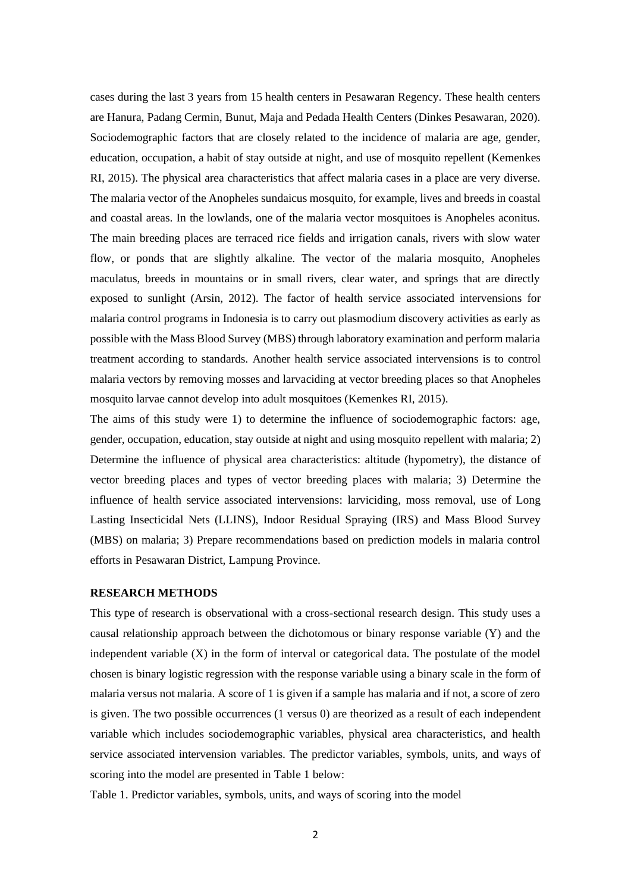cases during the last 3 years from 15 health centers in Pesawaran Regency. These health centers are Hanura, Padang Cermin, Bunut, Maja and Pedada Health Centers (Dinkes Pesawaran, 2020). Sociodemographic factors that are closely related to the incidence of malaria are age, gender, education, occupation, a habit of stay outside at night, and use of mosquito repellent (Kemenkes RI, 2015). The physical area characteristics that affect malaria cases in a place are very diverse. The malaria vector of the Anopheles sundaicus mosquito, for example, lives and breeds in coastal and coastal areas. In the lowlands, one of the malaria vector mosquitoes is Anopheles aconitus. The main breeding places are terraced rice fields and irrigation canals, rivers with slow water flow, or ponds that are slightly alkaline. The vector of the malaria mosquito, Anopheles maculatus, breeds in mountains or in small rivers, clear water, and springs that are directly exposed to sunlight (Arsin, 2012). The factor of health service associated interventions for malaria control programs in Indonesia is to carry out plasmodium discovery activities as early as possible with the Mass Blood Survey (MBS) through laboratory examination and perform malaria treatment according to standards. Another health service associated interventions is to control malaria vectors by removing mosses and larvaciding at vector breeding places so that Anopheles mosquito larvae cannot develop into adult mosquitoes (Kemenkes RI, 2015).

The aims of this study were 1) to determine the influence of sociodemographic factors: age, gender, occupation, education, stay outside at night and using mosquito repellent with malaria; 2) Determine the influence of physical area characteristics: altitude (hypometry), the distance of vector breeding places and types of vector breeding places with malaria; 3) Determine the influence of health service associated interventions: larviciding, moss removal, use of Long Lasting Insecticidal Nets (LLINS), Indoor Residual Spraying (IRS) and Mass Blood Survey (MBS) on malaria; 3) Prepare recommendations based on prediction models in malaria control efforts in Pesawaran District, Lampung Province.

## RESEARCH METHODS

This type of research is observational with a cross-sectional research design. This study uses a causal relationship approach between the dichotomous or binary response variable (Y) and the independent variable (X) in the form of interval or categorical data. The postulate of the model chosen is binary logistic regression with the response variable using a binary scale in the form of malaria versus not malaria. A score of 1 is given if a sample has malaria and if not, a score of zero is given. The two possible occurrences (1 versus 0) are theorized as a result of each independent variable which includes sociodemographic variables, physical area characteristics, and health service associated intervention variables. The predictor variables, symbols, units, and ways of scoring into the model are presented in Table 1 below:

Table 1. Predictor variables, symbols, units, and ways of scoring into the model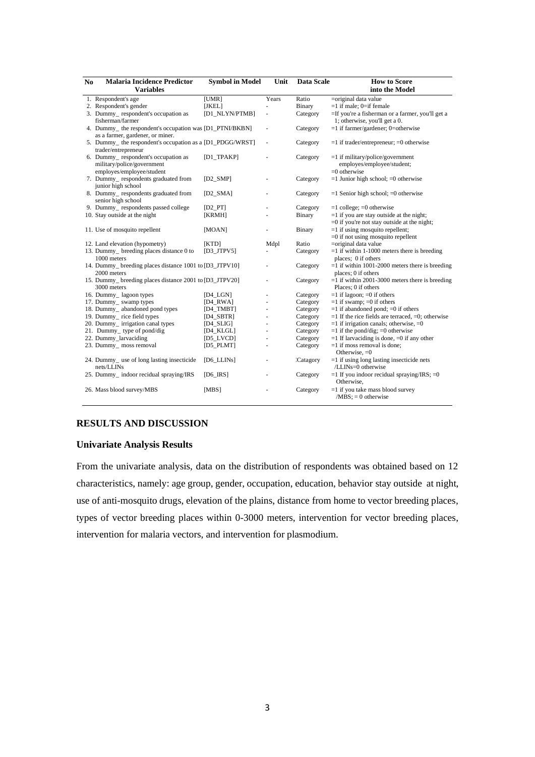| No | Malaria Incidence Predictor Variables | Symbol in Model | Unit | Data Scale | How to Score into the Model |
|---|---|---|---|---|---|
| 1. | Respondent's age | [UMR] | Years | Ratio | =original data value |
| 2. | Respondent's gender | [JKEL] | - | Binary | =1 if male; 0=if female |
| 3. | Dummy_ respondent's occupation as fisherman/farmer | [D1_NLYN/PTMB] | - | Category | =If you're a fisherman or a farmer, you'll get a 1; otherwise, you'll get a 0. |
| 4. | Dummy_ the respondent's occupation was as a farmer, gardener, or miner. | [D1_PTNI/BKBN] | - | Category | =1 if farmer/gardener; 0=otherwise |
| 5. | Dummy_ the respondent's occupation as a trader/entrepreneur | [D1_PDGG/WRST] | - | Category | =1 if trader/entrepreneur; =0 otherwise |
| 6. | Dummy_ respondent's occupation as military/police/government employes/employee/student | [D1_TPAKP] | - | Category | =1 if military/police/government employes/employee/student; =0 otherwise |
| 7. | Dummy_ respondents graduated from junior high school | [D2_SMP] | - | Category | =1 Junior high school; =0 otherwise |
| 8. | Dummy_ respondents graduated from senior high school | [D2_SMA] | - | Category | =1 Senior high school; =0 otherwise |
| 9. | Dummy_ respondents passed college | [D2_PT] | - | Category | =1 college; =0 otherwise |
| 10. | Stay outside at the night | [KRMH] | - | Binary | =1 if you are stay outside at the night; =0 if you're not stay outside at the night; |
| 11. | Use of mosquito repellent | [MOAN] | - | Binary | =1 if using mosquito repellent; =0 if not using mosquito repellent |
| 12. | Land elevation (hypometry) | [KTD] | Mdpl | Ratio | =original data value |
| 13. | Dummy_ breeding places distance 0 to 1000 meters | [D3_JTPV5] | - | Category | =1 if within 1-1000 meters there is breeding places; 0 if others |
| 14. | Dummy_ breeding places distance 1001 to 2000 meters | [D3_JTPV10] | - | Category | =1 if within 1001-2000 meters there is breeding places; 0 if others |
| 15. | Dummy_ breeding places distance 2001 to 3000 meters | [D3_JTPV20] | - | Category | =1 if within 2001-3000 meters there is breeding Places; 0 if others |
| 16. | Dummy_ lagoon types | [D4_LGN] | - | Category | =1 if lagoon; =0 if others |
| 17. | Dummy_ swamp types | [D4_RWA] | - | Category | =1 if swamp; =0 if others |
| 18. | Dummy_ abandoned pond types | [D4_TMBT] | - | Category | =1 if abandoned pond; =0 if others |
| 19. | Dummy_ rice field types | [D4_SBTR] | - | Category | =1 If the rice fields are terraced, =0; otherwise |
| 20. | Dummy_ irrigation canal types | [D4_SLIG] | - | Category | =1 if irrigation canals; otherwise, =0 |
| 21. | Dummy_ type of pond/dig | [D4_KLGL] | - | Category | =1 if the pond/dig; =0 otherwise |
| 22. | Dummy_larvaciding | [D5_LVCD] | - | Category | =1 If larvaciding is done, =0 if any other |
| 23. | Dummy_ moss removal | [D5_PLMT] | - | Category | =1 if moss removal is done; Otherwise, =0 |
| 24. | Dummy_ use of long lasting insecticide nets/LLINs | [D6_LLINs] | - | :Catagory | =1 if using long lasting insecticide nets /LLINs=0 otherwise |
| 25. | Dummy_ indoor recidual spraying/IRS | [D6_IRS] | - | Category | =1 If you indoor recidual spraying/IRS; =0 Otherwise, |
| 26. | Mass blood survey/MBS | [MBS] | - | Category | =1 if you take mass blood survey /MBS; = 0 otherwise |

## RESULTS AND DISCUSSION

### Univariate Analysis Results

From the univariate analysis, data on the distribution of respondents was obtained based on 12 characteristics, namely: age group, gender, occupation, education, behavior stay outside at night, use of anti-mosquito drugs, elevation of the plains, distance from home to vector breeding places, types of vector breeding places within 0-3000 meters, intervention for vector breeding places, intervention for malaria vectors, and intervention for plasmodium.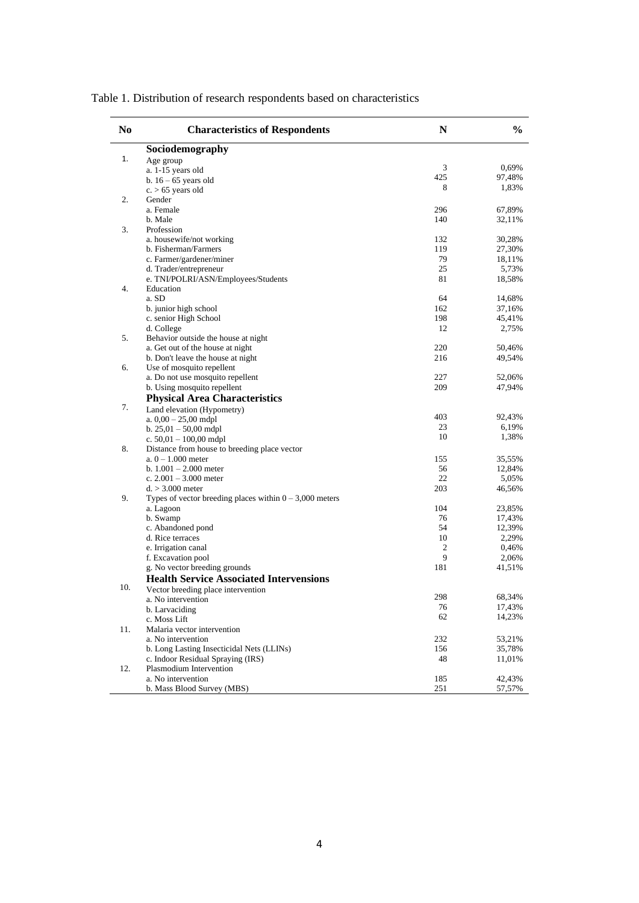Table 1. Distribution of research respondents based on characteristics

| No | Characteristics of Respondents | N | % |
|---|---|---|---|
| | **Sociodemography** | | |
| 1. | Age group | | |
| | a. 1-15 years old | 3 | 0,69% |
| | b. 16 – 65 years old | 425 | 97,48% |
| | c. > 65 years old | 8 | 1,83% |
| 2. | Gender | | |
| | a. Female | 296 | 67,89% |
| | b. Male | 140 | 32,11% |
| 3. | Profession | | |
| | a. housewife/not working | 132 | 30,28% |
| | b. Fisherman/Farmers | 119 | 27,30% |
| | c. Farmer/gardener/miner | 79 | 18,11% |
| | d. Trader/entrepreneur | 25 | 5,73% |
| | e. TNI/POLRI/ASN/Employees/Students | 81 | 18,58% |
| 4. | Education | | |
| | a. SD | 64 | 14,68% |
| | b. junior high school | 162 | 37,16% |
| | c. senior High School | 198 | 45,41% |
| | d. College | 12 | 2,75% |
| 5. | Behavior outside the house at night | | |
| | a. Get out of the house at night | 220 | 50,46% |
| | b. Don't leave the house at night | 216 | 49,54% |
| 6. | Use of mosquito repellent | | |
| | a. Do not use mosquito repellent | 227 | 52,06% |
| | b. Using mosquito repellent | 209 | 47,94% |
| | **Physical Area Characteristics** | | |
| 7. | Land elevation (Hypometry) | | |
| | a. 0,00 – 25,00 mdpl | 403 | 92,43% |
| | b. 25,01 – 50,00 mdpl | 23 | 6,19% |
| | c. 50,01 – 100,00 mdpl | 10 | 1,38% |
| 8. | Distance from house to breeding place vector | | |
| | a. 0 – 1.000 meter | 155 | 35,55% |
| | b. 1.001 – 2.000 meter | 56 | 12,84% |
| | c. 2.001 – 3.000 meter | 22 | 5,05% |
| | d. > 3.000 meter | 203 | 46,56% |
| 9. | Types of vector breeding places within 0 – 3,000 meters | | |
| | a. Lagoon | 104 | 23,85% |
| | b. Swamp | 76 | 17,43% |
| | c. Abandoned pond | 54 | 12,39% |
| | d. Rice terraces | 10 | 2,29% |
| | e. Irrigation canal | 2 | 0,46% |
| | f. Excavation pool | 9 | 2,06% |
| | g. No vector breeding grounds | 181 | 41,51% |
| | **Health Service Associated Interventions** | | |
| 10. | Vector breeding place intervention | | |
| | a. No intervention | 298 | 68,34% |
| | b. Larvaciding | 76 | 17,43% |
| | c. Moss Lift | 62 | 14,23% |
| 11. | Malaria vector intervention | | |
| | a. No intervention | 232 | 53,21% |
| | b. Long Lasting Insecticidal Nets (LLINs) | 156 | 35,78% |
| | c. Indoor Residual Spraying (IRS) | 48 | 11,01% |
| 12. | Plasmodium Intervention | | |
| | a. No intervention | 185 | 42,43% |
| | b. Mass Blood Survey (MBS) | 251 | 57,57% |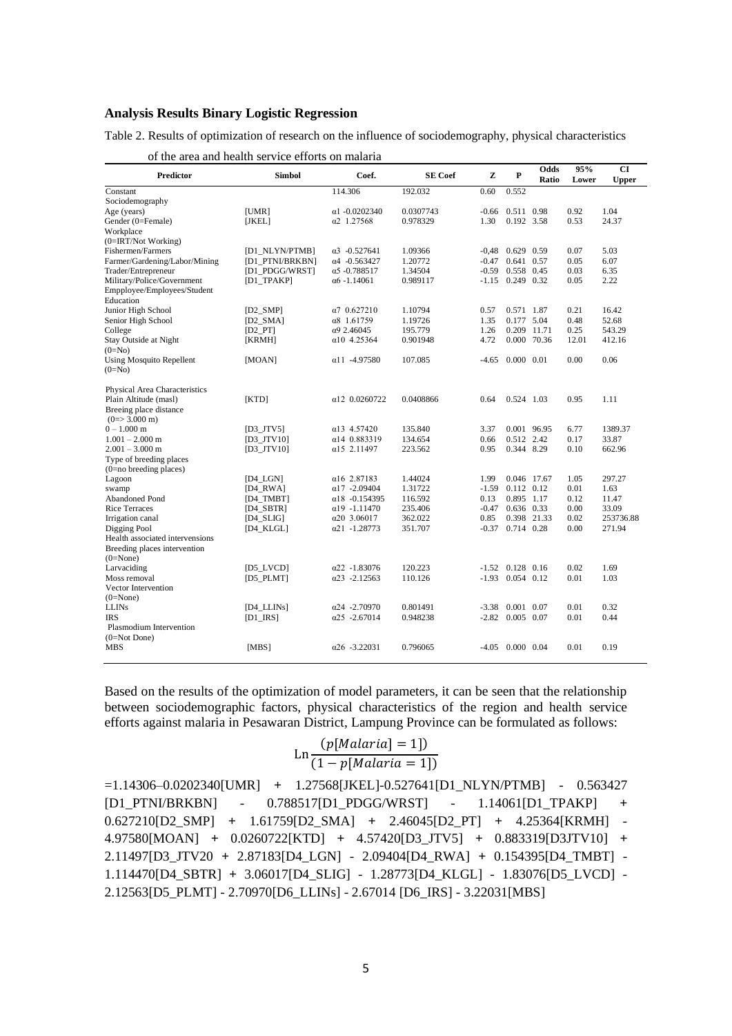## Analysis Results Binary Logistic Regression

Table 2. Results of optimization of research on the influence of sociodemography, physical characteristics of the area and health service efforts on malaria

| Predictor | Simbol | Coef. | SE Coef | Z | P | Odds Ratio | 95% Lower | CI Upper |
|---|---|---|---|---|---|---|---|---|
| Constant | | 114.306 | 192.032 | 0.60 | 0.552 | | | |
| Sociodemography | | | | | | | | |
| Age (years) | [UMR] | α1 -0.0202340 | 0.0307743 | -0.66 | 0.511 | 0.98 | 0.92 | 1.04 |
| Gender (0=Female) | [JKEL] | α2 1.27568 | 0.978329 | 1.30 | 0.192 | 3.58 | 0.53 | 24.37 |
| Workplace (0=IRT/Not Working) | | | | | | | | |
| Fishermen/Farmers | [D1_NLYN/PTMB] | α3 -0.527641 | 1.09366 | -0,48 | 0.629 | 0.59 | 0.07 | 5.03 |
| Farmer/Gardening/Labor/Mining | [D1_PTNI/BRKBN] | α4 -0.563427 | 1.20772 | -0.47 | 0.641 | 0.57 | 0.05 | 6.07 |
| Trader/Entrepreneur | [D1_PDGG/WRST] | α5 -0.788517 | 1.34504 | -0.59 | 0.558 | 0.45 | 0.03 | 6.35 |
| Military/Police/Government Empployee/Employees/Student | [D1_TPAKP] | α6 -1.14061 | 0.989117 | -1.15 | 0.249 | 0.32 | 0.05 | 2.22 |
| Education | | | | | | | | |
| Junior High School | [D2_SMP] | α7 0.627210 | 1.10794 | 0.57 | 0.571 | 1.87 | 0.21 | 16.42 |
| Senior High School | [D2_SMA] | α8 1.61759 | 1.19726 | 1.35 | 0.177 | 5.04 | 0.48 | 52.68 |
| College | [D2_PT] | α9 2.46045 | 195.779 | 1.26 | 0.209 | 11.71 | 0.25 | 543.29 |
| Stay Outside at Night (0=No) | [KRMH] | α10 4.25364 | 0.901948 | 4.72 | 0.000 | 70.36 | 12.01 | 412.16 |
| Using Mosquito Repellent (0=No) | [MOAN] | α11 -4.97580 | 107.085 | -4.65 | 0.000 | 0.01 | 0.00 | 0.06 |
| Physical Area Characteristics | | | | | | | | |
| Plain Altitude (masl) | [KTD] | α12 0.0260722 | 0.0408866 | 0.64 | 0.524 | 1.03 | 0.95 | 1.11 |
| Breeing place distance (0=> 3.000 m) | | | | | | | | |
| 0 – 1.000 m | [D3_JTV5] | α13 4.57420 | 135.840 | 3.37 | 0.001 | 96.95 | 6.77 | 1389.37 |
| 1.001 – 2.000 m | [D3_JTV10] | α14 0.883319 | 134.654 | 0.66 | 0.512 | 2.42 | 0.17 | 33.87 |
| 2.001 – 3.000 m | [D3_JTV10] | α15 2.11497 | 223.562 | 0.95 | 0.344 | 8.29 | 0.10 | 662.96 |
| Type of breeding places (0=no breeding places) | | | | | | | | |
| Lagoon | [D4_LGN] | α16 2.87183 | 1.44024 | 1.99 | 0.046 | 17.67 | 1.05 | 297.27 |
| swamp | [D4_RWA] | α17 -2.09404 | 1.31722 | -1.59 | 0.112 | 0.12 | 0.01 | 1.63 |
| Abandoned Pond | [D4_TMBT] | α18 -0.154395 | 116.592 | 0.13 | 0.895 | 1.17 | 0.12 | 11.47 |
| Rice Terraces | [D4_SBTR] | α19 -1.11470 | 235.406 | -0.47 | 0.636 | 0.33 | 0.00 | 33.09 |
| Irrigation canal | [D4_SLIG] | α20 3.06017 | 362.022 | 0.85 | 0.398 | 21.33 | 0.02 | 253736.88 |
| Digging Pool | [D4_KLGL] | α21 -1.28773 | 351.707 | -0.37 | 0.714 | 0.28 | 0.00 | 271.94 |
| Health associated intervensions | | | | | | | | |
| Breeding places intervention (0=None) | | | | | | | | |
| Larvaciding | [D5_LVCD] | α22 -1.83076 | 120.223 | -1.52 | 0.128 | 0.16 | 0.02 | 1.69 |
| Moss removal | [D5_PLMT] | α23 -2.12563 | 110.126 | -1.93 | 0.054 | 0.12 | 0.01 | 1.03 |
| Vector Intervention (0=None) | | | | | | | | |
| LLINs | [D4_LLINs] | α24 -2.70970 | 0.801491 | -3.38 | 0.001 | 0.07 | 0.01 | 0.32 |
| IRS | [D1_IRS] | α25 -2.67014 | 0.948238 | -2.82 | 0.005 | 0.07 | 0.01 | 0.44 |
| Plasmodium Intervention (0=Not Done) | | | | | | | | |
| MBS | [MBS] | α26 -3.22031 | 0.796065 | -4.05 | 0.000 | 0.04 | 0.01 | 0.19 |

Based on the results of the optimization of model parameters, it can be seen that the relationship between sociodemographic factors, physical characteristics of the region and health service efforts against malaria in Pesawaran District, Lampung Province can be formulated as follows:

$$\text{Ln}\frac{(p[Malaria] = 1])}{(1 - p[Malaria = 1])}$$

=1.14306–0.0202340[UMR] + 1.27568[JKEL]-0.527641[D1_NLYN/PTMB] - 0.563427 [D1_PTNI/BRKBN] - 0.788517[D1_PDGG/WRST] - 1.14061[D1_TPAKP] + 0.627210[D2_SMP] + 1.61759[D2_SMA] + 2.46045[D2_PT] + 4.25364[KRMH] - 4.97580[MOAN] + 0.0260722[KTD] + 4.57420[D3_JTV5] + 0.883319[D3JTV10] + 2.11497[D3_JTV20 + 2.87183[D4_LGN] - 2.09404[D4_RWA] + 0.154395[D4_TMBT] - 1.114470[D4_SBTR] + 3.06017[D4_SLIG] - 1.28773[D4_KLGL] - 1.83076[D5_LVCD] - 2.12563[D5_PLMT] - 2.70970[D6_LLINs] - 2.67014 [D6_IRS] - 3.22031[MBS]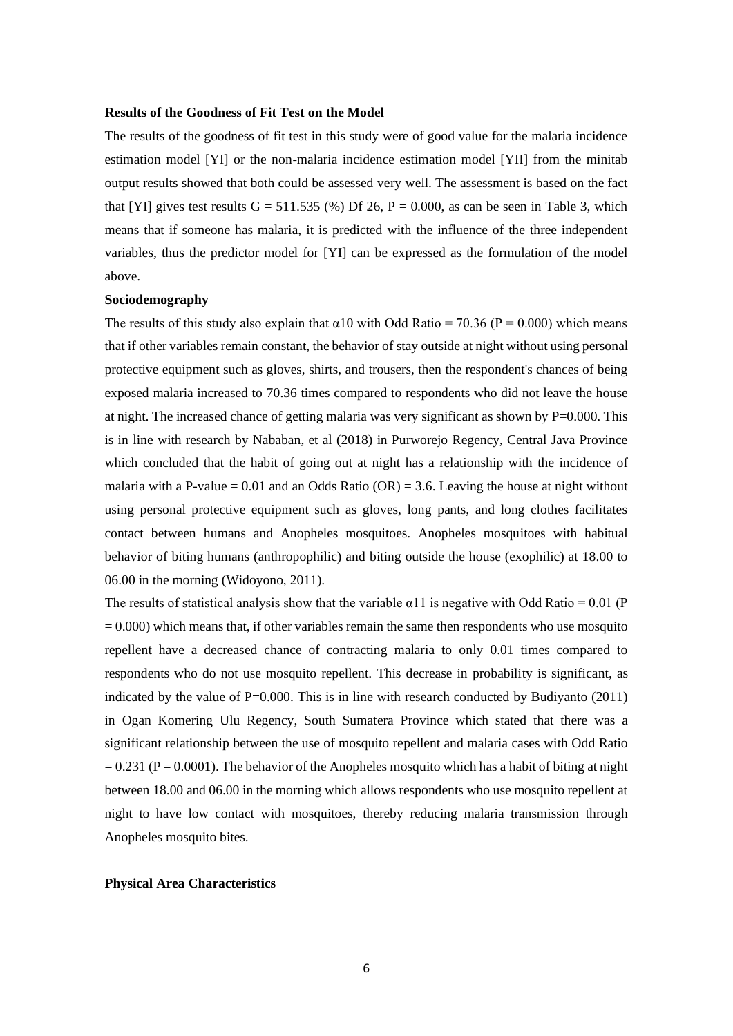**Results of the Goodness of Fit Test on the Model**

The results of the goodness of fit test in this study were of good value for the malaria incidence estimation model [YI] or the non-malaria incidence estimation model [YII] from the minitab output results showed that both could be assessed very well. The assessment is based on the fact that [YI] gives test results G = 511.535 (%) Df 26, P = 0.000, as can be seen in Table 3, which means that if someone has malaria, it is predicted with the influence of the three independent variables, thus the predictor model for [YI] can be expressed as the formulation of the model above.

**Sociodemography**

The results of this study also explain that $\alpha 10$ with Odd Ratio = 70.36 (P = 0.000) which means that if other variables remain constant, the behavior of stay outside at night without using personal protective equipment such as gloves, shirts, and trousers, then the respondent's chances of being exposed malaria increased to 70.36 times compared to respondents who did not leave the house at night. The increased chance of getting malaria was very significant as shown by P=0.000. This is in line with research by Nababan, et al (2018) in Purworejo Regency, Central Java Province which concluded that the habit of going out at night has a relationship with the incidence of malaria with a P-value = 0.01 and an Odds Ratio (OR) = 3.6. Leaving the house at night without using personal protective equipment such as gloves, long pants, and long clothes facilitates contact between humans and Anopheles mosquitoes. Anopheles mosquitoes with habitual behavior of biting humans (anthropophilic) and biting outside the house (exophilic) at 18.00 to 06.00 in the morning (Widoyono, 2011).

The results of statistical analysis show that the variable $\alpha 11$ is negative with Odd Ratio = 0.01 (P = 0.000) which means that, if other variables remain the same then respondents who use mosquito repellent have a decreased chance of contracting malaria to only 0.01 times compared to respondents who do not use mosquito repellent. This decrease in probability is significant, as indicated by the value of P=0.000. This is in line with research conducted by Budiyanto (2011) in Ogan Komering Ulu Regency, South Sumatera Province which stated that there was a significant relationship between the use of mosquito repellent and malaria cases with Odd Ratio = 0.231 (P = 0.0001). The behavior of the Anopheles mosquito which has a habit of biting at night between 18.00 and 06.00 in the morning which allows respondents who use mosquito repellent at night to have low contact with mosquitoes, thereby reducing malaria transmission through Anopheles mosquito bites.

**Physical Area Characteristics**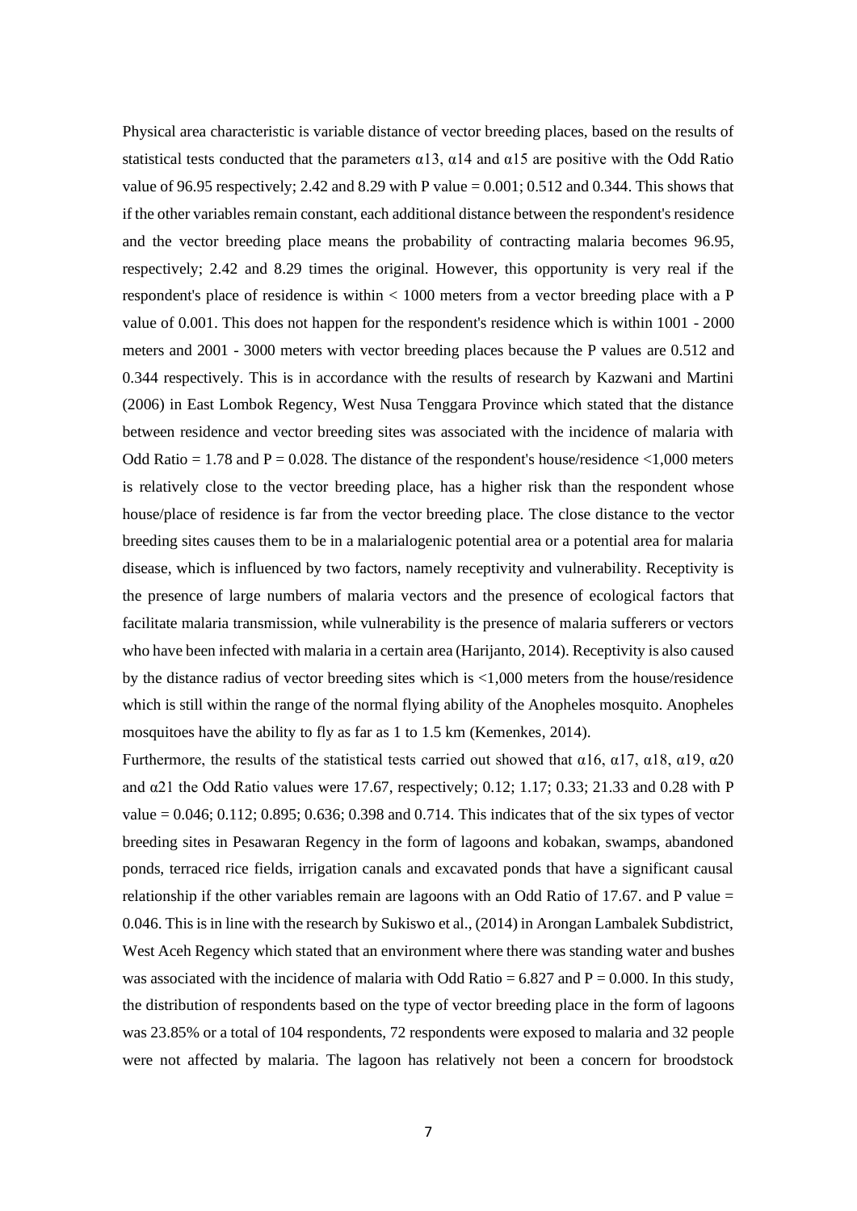Physical area characteristic is variable distance of vector breeding places, based on the results of statistical tests conducted that the parameters $\alpha13$, $\alpha14$ and $\alpha15$ are positive with the Odd Ratio value of 96.95 respectively; 2.42 and 8.29 with P value = 0.001; 0.512 and 0.344. This shows that if the other variables remain constant, each additional distance between the respondent's residence and the vector breeding place means the probability of contracting malaria becomes 96.95, respectively; 2.42 and 8.29 times the original. However, this opportunity is very real if the respondent's place of residence is within < 1000 meters from a vector breeding place with a P value of 0.001. This does not happen for the respondent's residence which is within 1001 - 2000 meters and 2001 - 3000 meters with vector breeding places because the P values are 0.512 and 0.344 respectively. This is in accordance with the results of research by Kazwani and Martini (2006) in East Lombok Regency, West Nusa Tenggara Province which stated that the distance between residence and vector breeding sites was associated with the incidence of malaria with Odd Ratio = 1.78 and P = 0.028. The distance of the respondent's house/residence <1,000 meters is relatively close to the vector breeding place, has a higher risk than the respondent whose house/place of residence is far from the vector breeding place. The close distance to the vector breeding sites causes them to be in a malarialogenic potential area or a potential area for malaria disease, which is influenced by two factors, namely receptivity and vulnerability. Receptivity is the presence of large numbers of malaria vectors and the presence of ecological factors that facilitate malaria transmission, while vulnerability is the presence of malaria sufferers or vectors who have been infected with malaria in a certain area (Harijanto, 2014). Receptivity is also caused by the distance radius of vector breeding sites which is <1,000 meters from the house/residence which is still within the range of the normal flying ability of the Anopheles mosquito. Anopheles mosquitoes have the ability to fly as far as 1 to 1.5 km (Kemenkes, 2014).

Furthermore, the results of the statistical tests carried out showed that $\alpha16$, $\alpha17$, $\alpha18$, $\alpha19$, $\alpha20$ and $\alpha21$ the Odd Ratio values were 17.67, respectively; 0.12; 1.17; 0.33; 21.33 and 0.28 with P value = 0.046; 0.112; 0.895; 0.636; 0.398 and 0.714. This indicates that of the six types of vector breeding sites in Pesawaran Regency in the form of lagoons and kobakan, swamps, abandoned ponds, terraced rice fields, irrigation canals and excavated ponds that have a significant causal relationship if the other variables remain are lagoons with an Odd Ratio of 17.67. and P value = 0.046. This is in line with the research by Sukiswo et al., (2014) in Arongan Lambalek Subdistrict, West Aceh Regency which stated that an environment where there was standing water and bushes was associated with the incidence of malaria with Odd Ratio = 6.827 and P = 0.000. In this study, the distribution of respondents based on the type of vector breeding place in the form of lagoons was 23.85% or a total of 104 respondents, 72 respondents were exposed to malaria and 32 people were not affected by malaria. The lagoon has relatively not been a concern for broodstock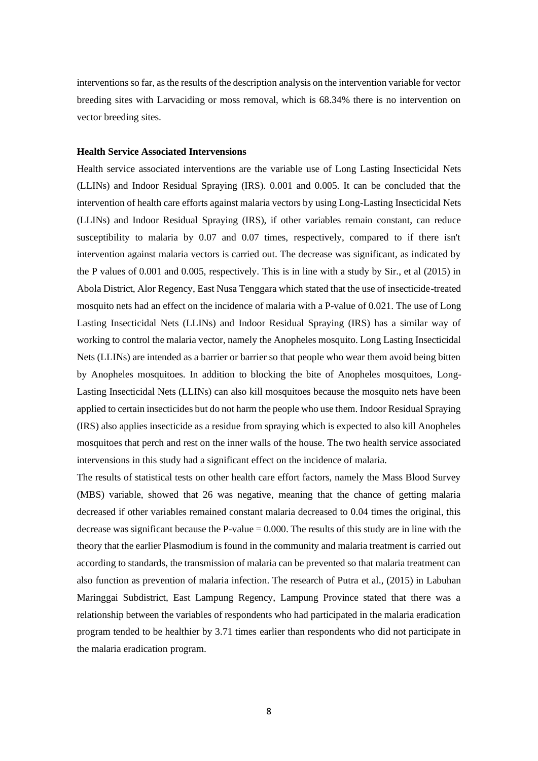interventions so far, as the results of the description analysis on the intervention variable for vector breeding sites with Larvaciding or moss removal, which is 68.34% there is no intervention on vector breeding sites.

**Health Service Associated Intervensions**

Health service associated interventions are the variable use of Long Lasting Insecticidal Nets (LLINs) and Indoor Residual Spraying (IRS). 0.001 and 0.005. It can be concluded that the intervention of health care efforts against malaria vectors by using Long-Lasting Insecticidal Nets (LLINs) and Indoor Residual Spraying (IRS), if other variables remain constant, can reduce susceptibility to malaria by 0.07 and 0.07 times, respectively, compared to if there isn't intervention against malaria vectors is carried out. The decrease was significant, as indicated by the P values of 0.001 and 0.005, respectively. This is in line with a study by Sir., et al (2015) in Abola District, Alor Regency, East Nusa Tenggara which stated that the use of insecticide-treated mosquito nets had an effect on the incidence of malaria with a P-value of 0.021. The use of Long Lasting Insecticidal Nets (LLINs) and Indoor Residual Spraying (IRS) has a similar way of working to control the malaria vector, namely the Anopheles mosquito. Long Lasting Insecticidal Nets (LLINs) are intended as a barrier or barrier so that people who wear them avoid being bitten by Anopheles mosquitoes. In addition to blocking the bite of Anopheles mosquitoes, Long-Lasting Insecticidal Nets (LLINs) can also kill mosquitoes because the mosquito nets have been applied to certain insecticides but do not harm the people who use them. Indoor Residual Spraying (IRS) also applies insecticide as a residue from spraying which is expected to also kill Anopheles mosquitoes that perch and rest on the inner walls of the house. The two health service associated intervensions in this study had a significant effect on the incidence of malaria.

The results of statistical tests on other health care effort factors, namely the Mass Blood Survey (MBS) variable, showed that 26 was negative, meaning that the chance of getting malaria decreased if other variables remained constant malaria decreased to 0.04 times the original, this decrease was significant because the P-value = 0.000. The results of this study are in line with the theory that the earlier Plasmodium is found in the community and malaria treatment is carried out according to standards, the transmission of malaria can be prevented so that malaria treatment can also function as prevention of malaria infection. The research of Putra et al., (2015) in Labuhan Maringgai Subdistrict, East Lampung Regency, Lampung Province stated that there was a relationship between the variables of respondents who had participated in the malaria eradication program tended to be healthier by 3.71 times earlier than respondents who did not participate in the malaria eradication program.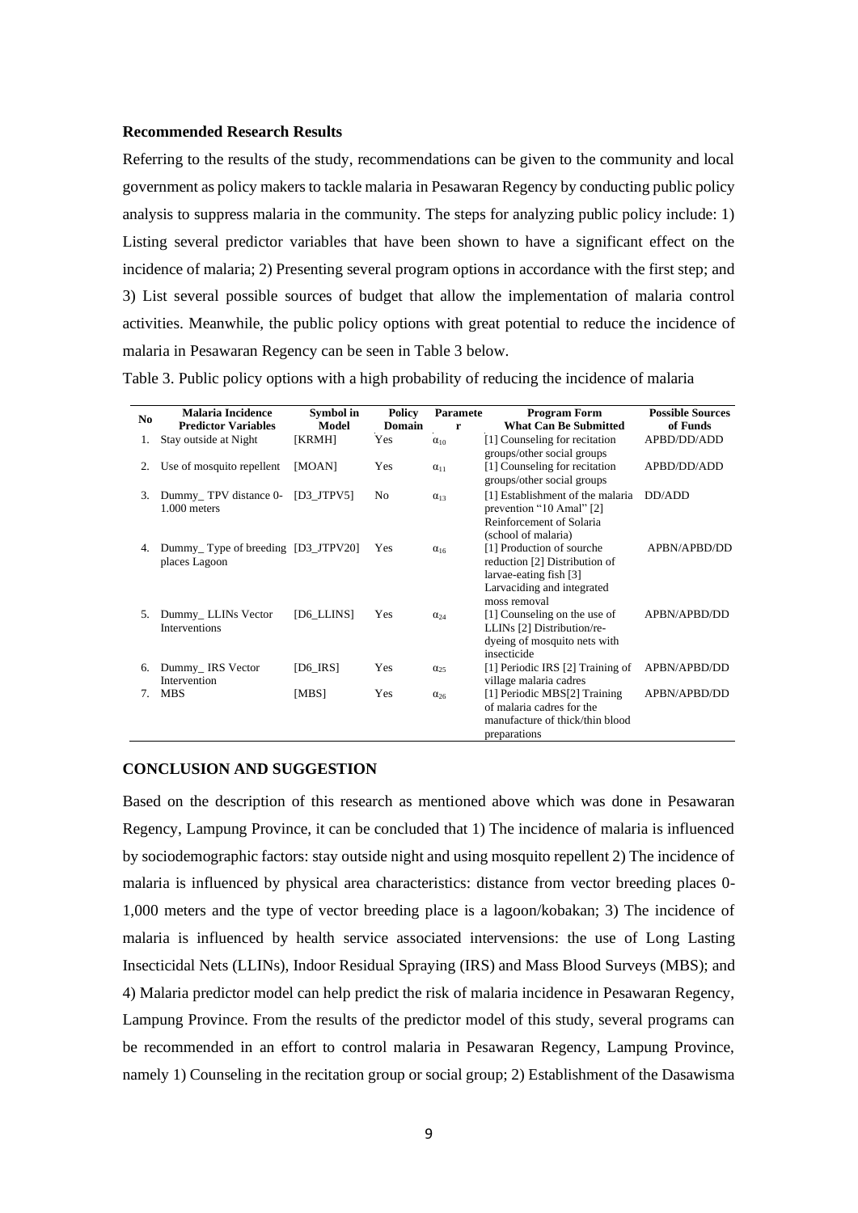**Recommended Research Results**

Referring to the results of the study, recommendations can be given to the community and local government as policy makers to tackle malaria in Pesawaran Regency by conducting public policy analysis to suppress malaria in the community. The steps for analyzing public policy include: 1) Listing several predictor variables that have been shown to have a significant effect on the incidence of malaria; 2) Presenting several program options in accordance with the first step; and 3) List several possible sources of budget that allow the implementation of malaria control activities. Meanwhile, the public policy options with great potential to reduce the incidence of malaria in Pesawaran Regency can be seen in Table 3 below.

Table 3. Public policy options with a high probability of reducing the incidence of malaria

| No | Malaria Incidence Predictor Variables | Symbol in Model | Policy Domain | Parameter | Program Form What Can Be Submitted | Possible Sources of Funds |
|---|---|---|---|---|---|---|
| 1. | Stay outside at Night | [KRMH] | Yes | $\alpha_{10}$ | [1] Counseling for recitation groups/other social groups | APBD/DD/ADD |
| 2. | Use of mosquito repellent | [MOAN] | Yes | $\alpha_{11}$ | [1] Counseling for recitation groups/other social groups | APBD/DD/ADD |
| 3. | Dummy_ TPV distance 0-1.000 meters | [D3_JTPV5] | No | $\alpha_{13}$ | [1] Establishment of the malaria prevention "10 Amal" [2] Reinforcement of Solaria (school of malaria) | DD/ADD |
| 4. | Dummy_ Type of breeding places Lagoon | [D3_JTPV20] | Yes | $\alpha_{16}$ | [1] Production of sourche reduction [2] Distribution of larvae-eating fish [3] Larvaciding and integrated moss removal | APBN/APBD/DD |
| 5. | Dummy_ LLINs Vector Interventions | [D6_LLINS] | Yes | $\alpha_{24}$ | [1] Counseling on the use of LLINs [2] Distribution/re-dyeing of mosquito nets with insecticide | APBN/APBD/DD |
| 6. | Dummy_ IRS Vector Intervention | [D6_IRS] | Yes | $\alpha_{25}$ | [1] Periodic IRS [2] Training of village malaria cadres | APBN/APBD/DD |
| 7. | MBS | [MBS] | Yes | $\alpha_{26}$ | [1] Periodic MBS[2] Training of malaria cadres for the manufacture of thick/thin blood preparations | APBN/APBD/DD |

**CONCLUSION AND SUGGESTION**

Based on the description of this research as mentioned above which was done in Pesawaran Regency, Lampung Province, it can be concluded that 1) The incidence of malaria is influenced by sociodemographic factors: stay outside night and using mosquito repellent 2) The incidence of malaria is influenced by physical area characteristics: distance from vector breeding places 0-1,000 meters and the type of vector breeding place is a lagoon/kobakan; 3) The incidence of malaria is influenced by health service associated intervensions: the use of Long Lasting Insecticidal Nets (LLINs), Indoor Residual Spraying (IRS) and Mass Blood Surveys (MBS); and 4) Malaria predictor model can help predict the risk of malaria incidence in Pesawaran Regency, Lampung Province. From the results of the predictor model of this study, several programs can be recommended in an effort to control malaria in Pesawaran Regency, Lampung Province, namely 1) Counseling in the recitation group or social group; 2) Establishment of the Dasawisma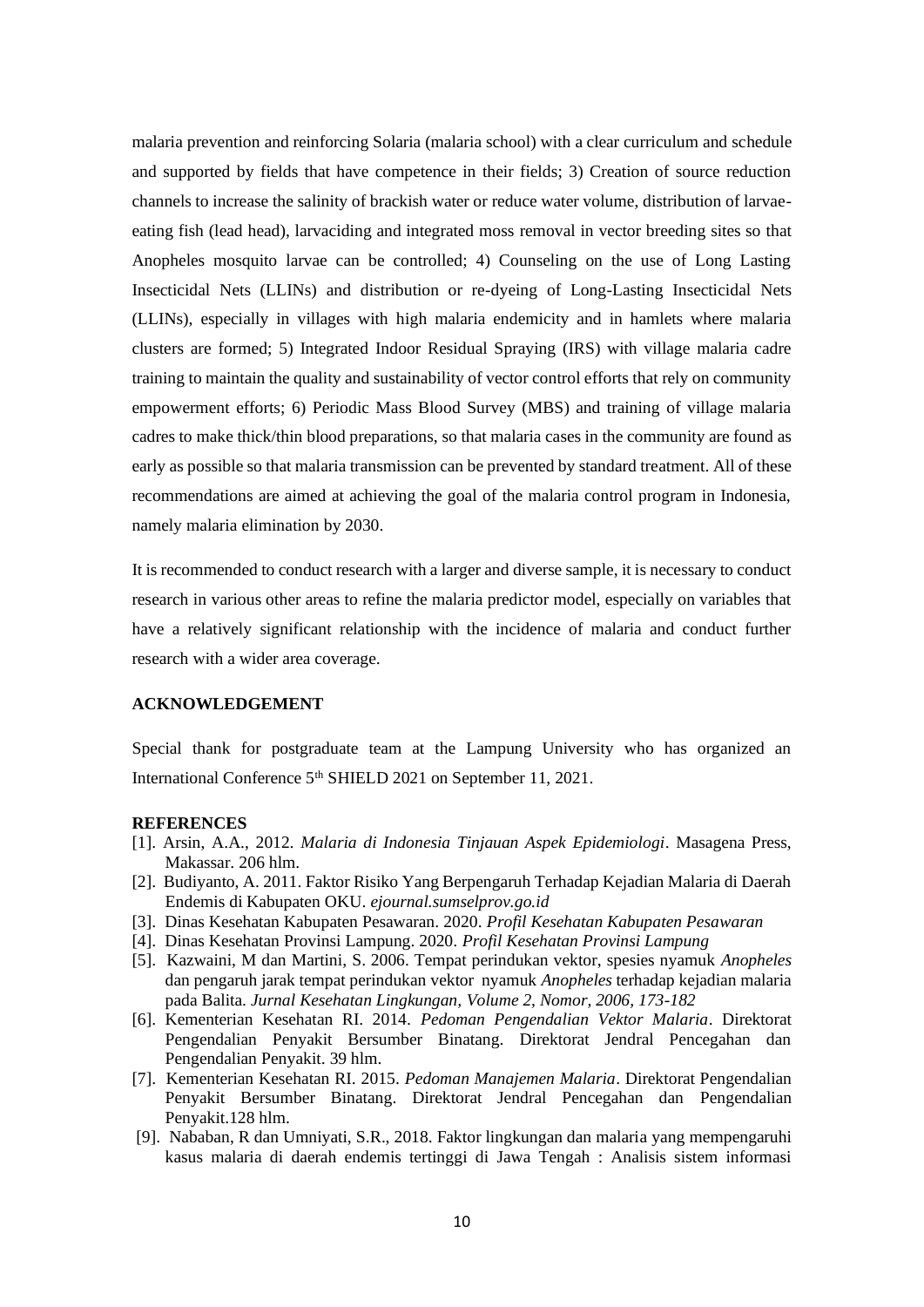malaria prevention and reinforcing Solaria (malaria school) with a clear curriculum and schedule and supported by fields that have competence in their fields; 3) Creation of source reduction channels to increase the salinity of brackish water or reduce water volume, distribution of larvae-eating fish (lead head), larvaciding and integrated moss removal in vector breeding sites so that Anopheles mosquito larvae can be controlled; 4) Counseling on the use of Long Lasting Insecticidal Nets (LLINs) and distribution or re-dyeing of Long-Lasting Insecticidal Nets (LLINs), especially in villages with high malaria endemicity and in hamlets where malaria clusters are formed; 5) Integrated Indoor Residual Spraying (IRS) with village malaria cadre training to maintain the quality and sustainability of vector control efforts that rely on community empowerment efforts; 6) Periodic Mass Blood Survey (MBS) and training of village malaria cadres to make thick/thin blood preparations, so that malaria cases in the community are found as early as possible so that malaria transmission can be prevented by standard treatment. All of these recommendations are aimed at achieving the goal of the malaria control program in Indonesia, namely malaria elimination by 2030.

It is recommended to conduct research with a larger and diverse sample, it is necessary to conduct research in various other areas to refine the malaria predictor model, especially on variables that have a relatively significant relationship with the incidence of malaria and conduct further research with a wider area coverage.

## ACKNOWLEDGEMENT

Special thank for postgraduate team at the Lampung University who has organized an International Conference 5th SHIELD 2021 on September 11, 2021.

## REFERENCES

[1]. Arsin, A.A., 2012. *Malaria di Indonesia Tinjauan Aspek Epidemiologi*. Masagena Press, Makassar. 206 hlm.

[2]. Budiyanto, A. 2011. Faktor Risiko Yang Berpengaruh Terhadap Kejadian Malaria di Daerah Endemis di Kabupaten OKU. *ejournal.sumselprov.go.id*

[3]. Dinas Kesehatan Kabupaten Pesawaran. 2020. *Profil Kesehatan Kabupaten Pesawaran*

[4]. Dinas Kesehatan Provinsi Lampung. 2020. *Profil Kesehatan Provinsi Lampung*

[5]. Kazwaini, M dan Martini, S. 2006. Tempat perindukan vektor, spesies nyamuk *Anopheles* dan pengaruh jarak tempat perindukan vektor nyamuk *Anopheles* terhadap kejadian malaria pada Balita. *Jurnal Kesehatan Lingkungan, Volume 2, Nomor, 2006, 173-182*

[6]. Kementerian Kesehatan RI. 2014. *Pedoman Pengendalian Vektor Malaria*. Direktorat Pengendalian Penyakit Bersumber Binatang. Direktorat Jendral Pencegahan dan Pengendalian Penyakit. 39 hlm.

[7]. Kementerian Kesehatan RI. 2015. *Pedoman Manajemen Malaria*. Direktorat Pengendalian Penyakit Bersumber Binatang. Direktorat Jendral Pencegahan dan Pengendalian Penyakit.128 hlm.

[9]. Nababan, R dan Umniyati, S.R., 2018. Faktor lingkungan dan malaria yang mempengaruhi kasus malaria di daerah endemis tertinggi di Jawa Tengah : Analisis sistem informasi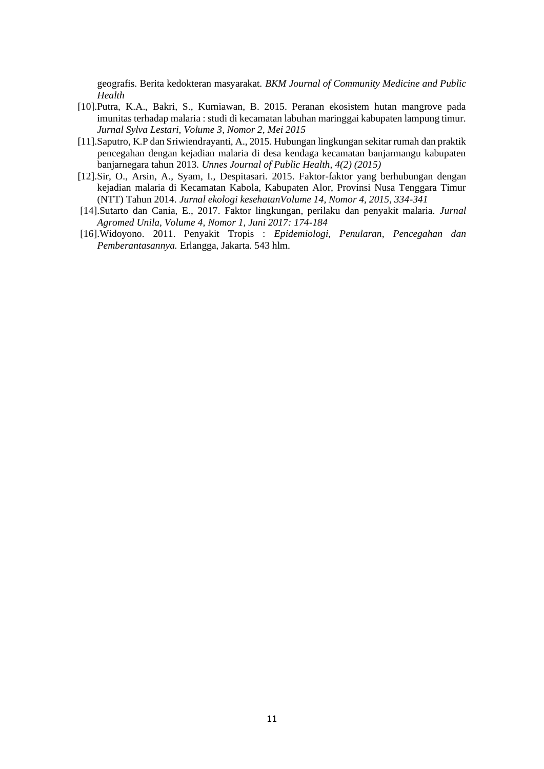geografis. Berita kedokteran masyarakat. *BKM Journal of Community Medicine and Public Health*

[10].Putra, K.A., Bakri, S., Kurniawan, B. 2015. Peranan ekosistem hutan mangrove pada imunitas terhadap malaria : studi di kecamatan labuhan maringgai kabupaten lampung timur. *Jurnal Sylva Lestari, Volume 3, Nomor 2, Mei 2015*

[11].Saputro, K.P dan Sriwiendrayanti, A., 2015. Hubungan lingkungan sekitar rumah dan praktik pencegahan dengan kejadian malaria di desa kendaga kecamatan banjarmangu kabupaten banjarnegara tahun 2013. *Unnes Journal of Public Health, 4(2) (2015)*

[12].Sir, O., Arsin, A., Syam, I., Despitasari. 2015. Faktor-faktor yang berhubungan dengan kejadian malaria di Kecamatan Kabola, Kabupaten Alor, Provinsi Nusa Tenggara Timur (NTT) Tahun 2014. *Jurnal ekologi kesehatanVolume 14, Nomor 4, 2015, 334-341*

[14].Sutarto dan Cania, E., 2017. Faktor lingkungan, perilaku dan penyakit malaria. *Jurnal Agromed Unila, Volume 4, Nomor 1, Juni 2017: 174-184*

[16].Widoyono. 2011. Penyakit Tropis : *Epidemiologi, Penularan, Pencegahan dan Pemberantasannya.* Erlangga, Jakarta. 543 hlm.